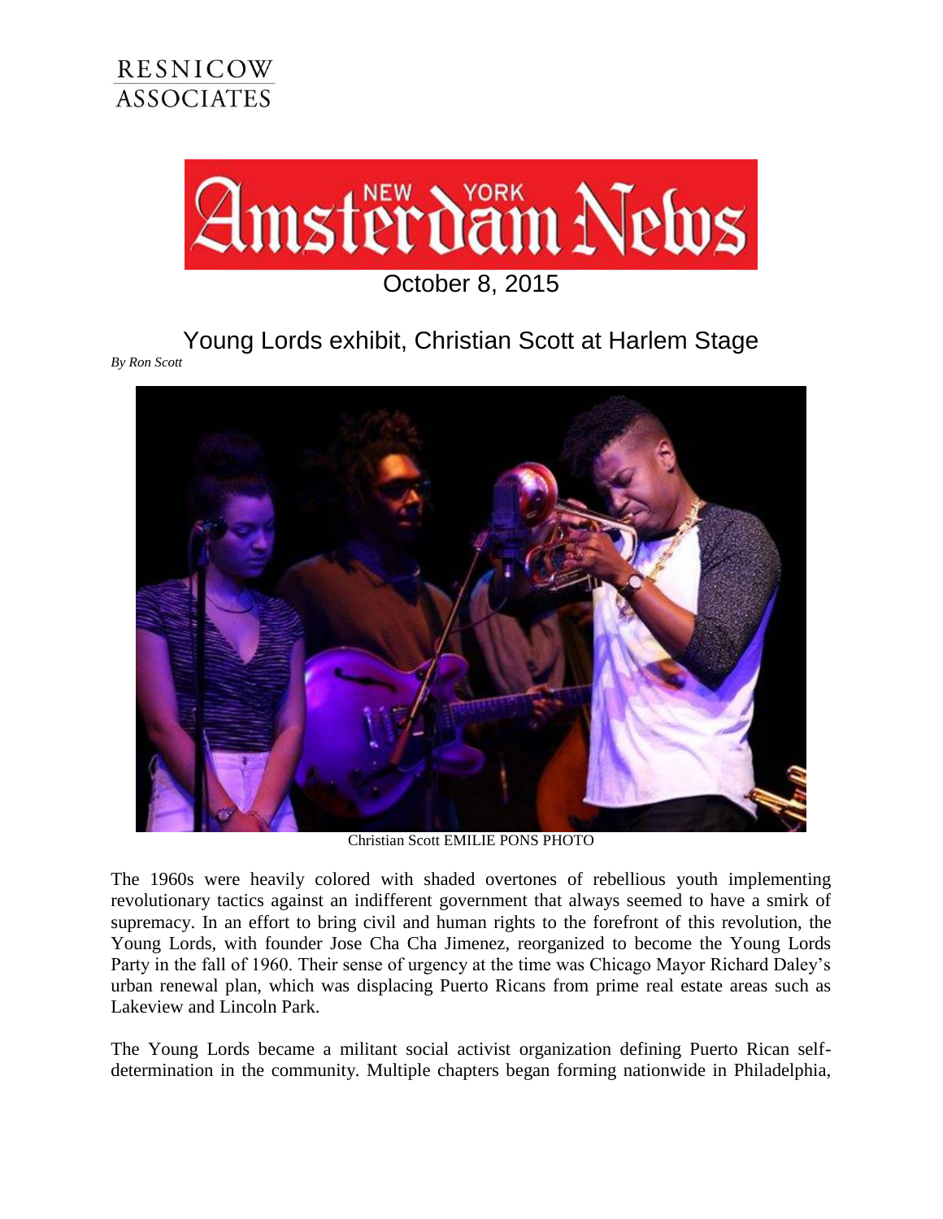RESNICOW ASSOCIATES

New York Amsterdam News

October 8, 2015

# Young Lords exhibit, Christian Scott at Harlem Stage

*By Ron Scott*

Christian Scott EMILIE PONS PHOTO

The 1960s were heavily colored with shaded overtones of rebellious youth implementing revolutionary tactics against an indifferent government that always seemed to have a smirk of supremacy. In an effort to bring civil and human rights to the forefront of this revolution, the Young Lords, with founder Jose Cha Cha Jimenez, reorganized to become the Young Lords Party in the fall of 1960. Their sense of urgency at the time was Chicago Mayor Richard Daley's urban renewal plan, which was displacing Puerto Ricans from prime real estate areas such as Lakeview and Lincoln Park.

The Young Lords became a militant social activist organization defining Puerto Rican self-determination in the community. Multiple chapters began forming nationwide in Philadelphia,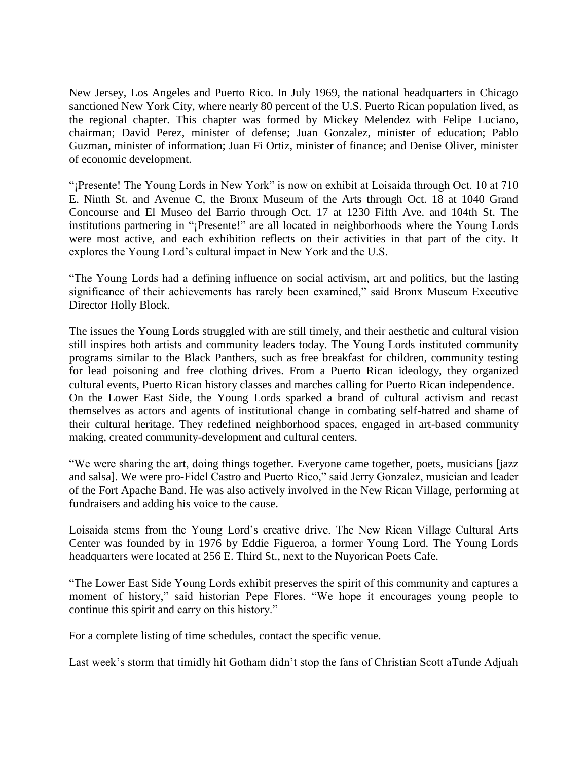New Jersey, Los Angeles and Puerto Rico. In July 1969, the national headquarters in Chicago sanctioned New York City, where nearly 80 percent of the U.S. Puerto Rican population lived, as the regional chapter. This chapter was formed by Mickey Melendez with Felipe Luciano, chairman; David Perez, minister of defense; Juan Gonzalez, minister of education; Pablo Guzman, minister of information; Juan Fi Ortiz, minister of finance; and Denise Oliver, minister of economic development.

"¡Presente! The Young Lords in New York" is now on exhibit at Loisaida through Oct. 10 at 710 E. Ninth St. and Avenue C, the Bronx Museum of the Arts through Oct. 18 at 1040 Grand Concourse and El Museo del Barrio through Oct. 17 at 1230 Fifth Ave. and 104th St. The institutions partnering in "¡Presente!" are all located in neighborhoods where the Young Lords were most active, and each exhibition reflects on their activities in that part of the city. It explores the Young Lord's cultural impact in New York and the U.S.

"The Young Lords had a defining influence on social activism, art and politics, but the lasting significance of their achievements has rarely been examined," said Bronx Museum Executive Director Holly Block.

The issues the Young Lords struggled with are still timely, and their aesthetic and cultural vision still inspires both artists and community leaders today. The Young Lords instituted community programs similar to the Black Panthers, such as free breakfast for children, community testing for lead poisoning and free clothing drives. From a Puerto Rican ideology, they organized cultural events, Puerto Rican history classes and marches calling for Puerto Rican independence. On the Lower East Side, the Young Lords sparked a brand of cultural activism and recast themselves as actors and agents of institutional change in combating self-hatred and shame of their cultural heritage. They redefined neighborhood spaces, engaged in art-based community making, created community-development and cultural centers.

"We were sharing the art, doing things together. Everyone came together, poets, musicians [jazz and salsa]. We were pro-Fidel Castro and Puerto Rico," said Jerry Gonzalez, musician and leader of the Fort Apache Band. He was also actively involved in the New Rican Village, performing at fundraisers and adding his voice to the cause.

Loisaida stems from the Young Lord's creative drive. The New Rican Village Cultural Arts Center was founded by in 1976 by Eddie Figueroa, a former Young Lord. The Young Lords headquarters were located at 256 E. Third St., next to the Nuyorican Poets Cafe.

"The Lower East Side Young Lords exhibit preserves the spirit of this community and captures a moment of history," said historian Pepe Flores. "We hope it encourages young people to continue this spirit and carry on this history."

For a complete listing of time schedules, contact the specific venue.

Last week's storm that timidly hit Gotham didn't stop the fans of Christian Scott aTunde Adjuah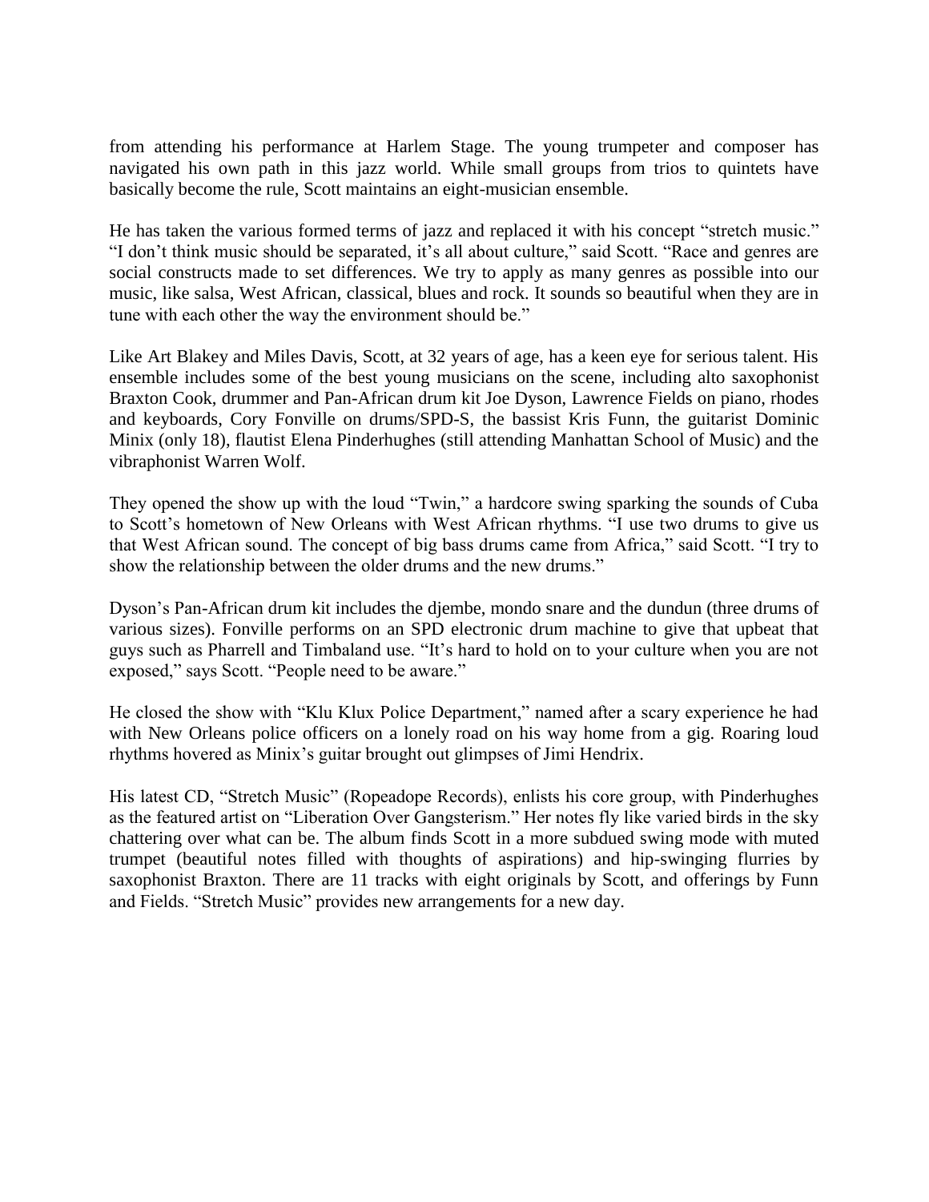from attending his performance at Harlem Stage. The young trumpeter and composer has navigated his own path in this jazz world. While small groups from trios to quintets have basically become the rule, Scott maintains an eight-musician ensemble.

He has taken the various formed terms of jazz and replaced it with his concept "stretch music." "I don't think music should be separated, it's all about culture," said Scott. "Race and genres are social constructs made to set differences. We try to apply as many genres as possible into our music, like salsa, West African, classical, blues and rock. It sounds so beautiful when they are in tune with each other the way the environment should be."

Like Art Blakey and Miles Davis, Scott, at 32 years of age, has a keen eye for serious talent. His ensemble includes some of the best young musicians on the scene, including alto saxophonist Braxton Cook, drummer and Pan-African drum kit Joe Dyson, Lawrence Fields on piano, rhodes and keyboards, Cory Fonville on drums/SPD-S, the bassist Kris Funn, the guitarist Dominic Minix (only 18), flautist Elena Pinderhughes (still attending Manhattan School of Music) and the vibraphonist Warren Wolf.

They opened the show up with the loud "Twin," a hardcore swing sparking the sounds of Cuba to Scott's hometown of New Orleans with West African rhythms. "I use two drums to give us that West African sound. The concept of big bass drums came from Africa," said Scott. "I try to show the relationship between the older drums and the new drums."

Dyson's Pan-African drum kit includes the djembe, mondo snare and the dundun (three drums of various sizes). Fonville performs on an SPD electronic drum machine to give that upbeat that guys such as Pharrell and Timbaland use. "It's hard to hold on to your culture when you are not exposed," says Scott. "People need to be aware."

He closed the show with "Klu Klux Police Department," named after a scary experience he had with New Orleans police officers on a lonely road on his way home from a gig. Roaring loud rhythms hovered as Minix's guitar brought out glimpses of Jimi Hendrix.

His latest CD, "Stretch Music" (Ropeadope Records), enlists his core group, with Pinderhughes as the featured artist on "Liberation Over Gangsterism." Her notes fly like varied birds in the sky chattering over what can be. The album finds Scott in a more subdued swing mode with muted trumpet (beautiful notes filled with thoughts of aspirations) and hip-swinging flurries by saxophonist Braxton. There are 11 tracks with eight originals by Scott, and offerings by Funn and Fields. "Stretch Music" provides new arrangements for a new day.